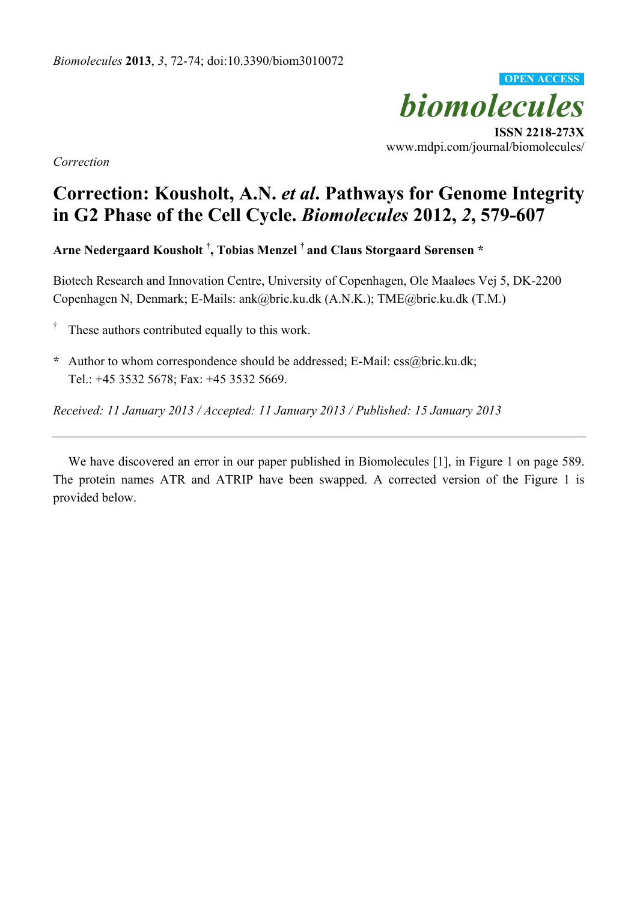*Correction*

# Correction: Kousholt, A.N. *et al*. Pathways for Genome Integrity in G2 Phase of the Cell Cycle. *Biomolecules* 2012, *2*, 579-607

**Arne Nedergaard Kousholt [†], Tobias Menzel [†] and Claus Storgaard Sørensen \***

Biotech Research and Innovation Centre, University of Copenhagen, Ole Maaløes Vej 5, DK-2200 Copenhagen N, Denmark; E-Mails: ank@bric.ku.dk (A.N.K.); TME@bric.ku.dk (T.M.)

[†] These authors contributed equally to this work.

**\*** Author to whom correspondence should be addressed; E-Mail: css@bric.ku.dk; Tel.: +45 3532 5678; Fax: +45 3532 5669.

*Received: 11 January 2013 / Accepted: 11 January 2013 / Published: 15 January 2013*

---

We have discovered an error in our paper published in Biomolecules [1], in Figure 1 on page 589. The protein names ATR and ATRIP have been swapped. A corrected version of the Figure 1 is provided below.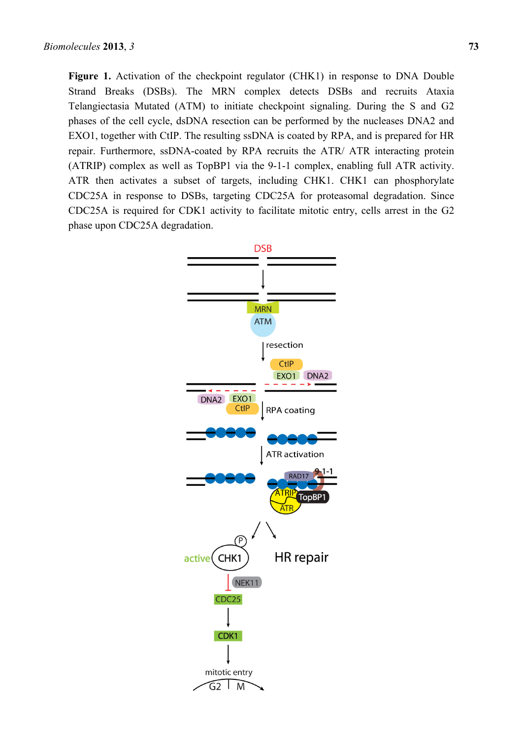**Figure 1.** Activation of the checkpoint regulator (CHK1) in response to DNA Double Strand Breaks (DSBs). The MRN complex detects DSBs and recruits Ataxia Telangiectasia Mutated (ATM) to initiate checkpoint signaling. During the S and G2 phases of the cell cycle, dsDNA resection can be performed by the nucleases DNA2 and EXO1, together with CtIP. The resulting ssDNA is coated by RPA, and is prepared for HR repair. Furthermore, ssDNA-coated by RPA recruits the ATR/ ATR interacting protein (ATRIP) complex as well as TopBP1 via the 9-1-1 complex, enabling full ATR activity. ATR then activates a subset of targets, including CHK1. CHK1 can phosphorylate CDC25A in response to DSBs, targeting CDC25A for proteasomal degradation. Since CDC25A is required for CDK1 activity to facilitate mitotic entry, cells arrest in the G2 phase upon CDC25A degradation.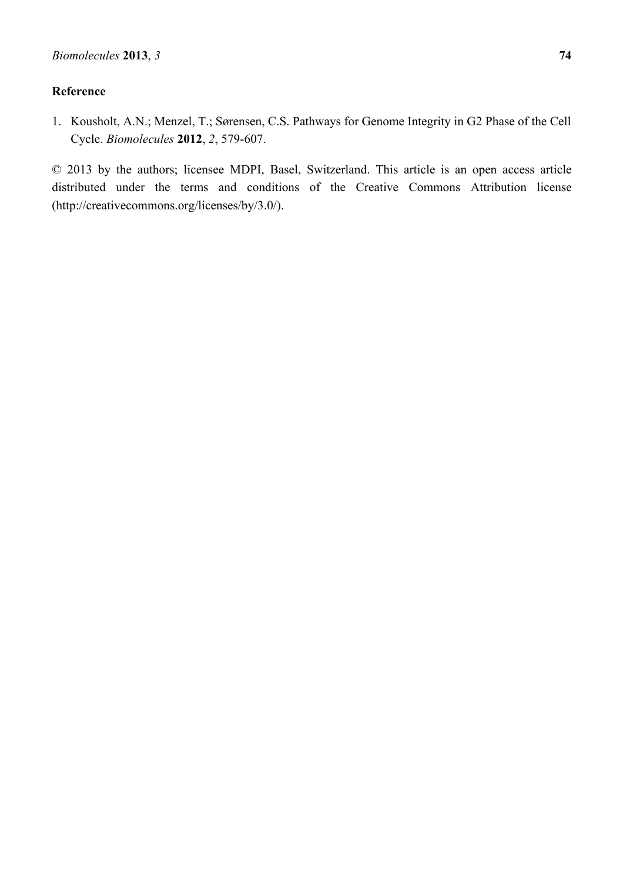## Reference

1. Kousholt, A.N.; Menzel, T.; Sørensen, C.S. Pathways for Genome Integrity in G2 Phase of the Cell Cycle. *Biomolecules* **2012**, *2*, 579-607.

© 2013 by the authors; licensee MDPI, Basel, Switzerland. This article is an open access article distributed under the terms and conditions of the Creative Commons Attribution license (http://creativecommons.org/licenses/by/3.0/).